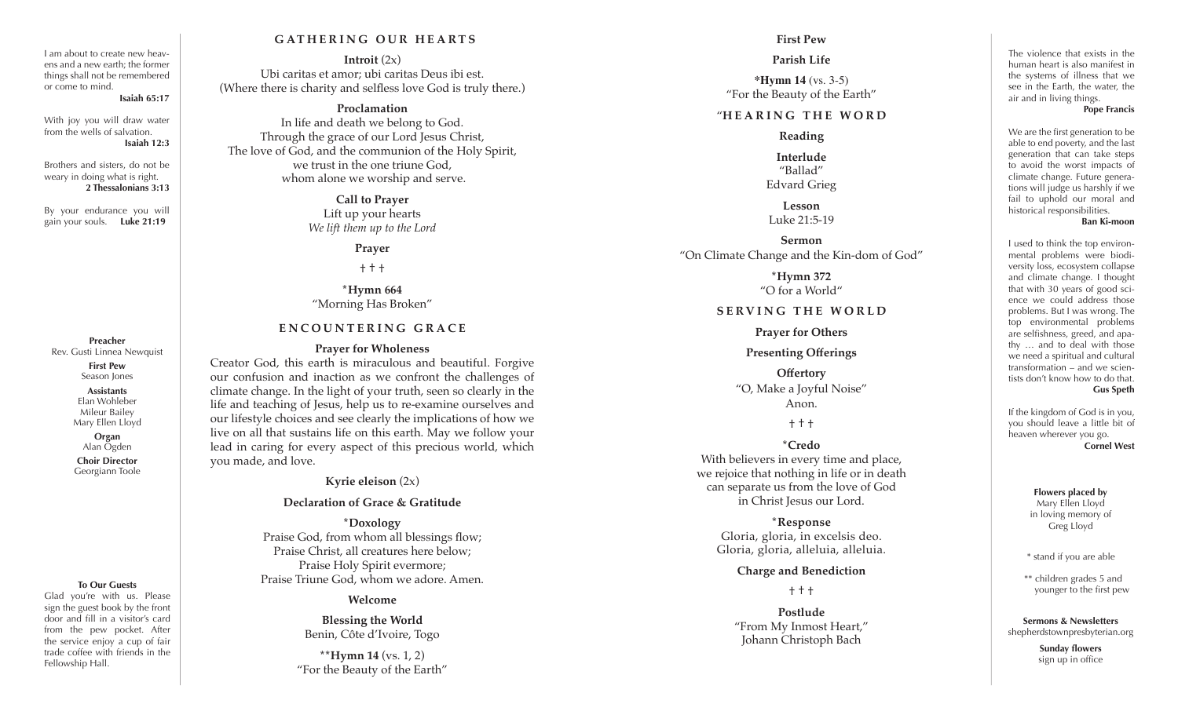I am about to create new heavens and a new earth; the former things shall not be remembered or come to mind.
**Isaiah 65:17**

With joy you will draw water from the wells of salvation.
**Isaiah 12:3**

Brothers and sisters, do not be weary in doing what is right.
**2 Thessalonians 3:13**

By your endurance you will gain your souls. **Luke 21:19**

**Preacher**
Rev. Gusti Linnea Newquist

**First Pew**
Season Jones

**Assistants**
Elan Wohleber
Mileur Bailey
Mary Ellen Lloyd

**Organ**
Alan Ogden

**Choir Director**
Georgiann Toole

**To Our Guests**
Glad you're with us. Please sign the guest book by the front door and fill in a visitor's card from the pew pocket. After the service enjoy a cup of fair trade coffee with friends in the Fellowship Hall.

## GATHERING OUR HEARTS

**Introit** (2x)
Ubi caritas et amor; ubi caritas Deus ibi est.
(Where there is charity and selfless love God is truly there.)

**Proclamation**
In life and death we belong to God.
Through the grace of our Lord Jesus Christ,
The love of God, and the communion of the Holy Spirit,
we trust in the one triune God,
whom alone we worship and serve.

**Call to Prayer**
Lift up your hearts
*We lift them up to the Lord*

**Prayer**

† † †

***Hymn 664**
"Morning Has Broken"

## ENCOUNTERING GRACE

**Prayer for Wholeness**
Creator God, this earth is miraculous and beautiful. Forgive our confusion and inaction as we confront the challenges of climate change. In the light of your truth, seen so clearly in the life and teaching of Jesus, help us to re-examine ourselves and our lifestyle choices and see clearly the implications of how we live on all that sustains life on this earth. May we follow your lead in caring for every aspect of this precious world, which you made, and love.

**Kyrie eleison** (2x)

**Declaration of Grace & Gratitude**

***Doxology**
Praise God, from whom all blessings flow;
Praise Christ, all creatures here below;
Praise Holy Spirit evermore;
Praise Triune God, whom we adore. Amen.

**Welcome**

**Blessing the World**
Benin, Côte d'Ivoire, Togo

****Hymn 14** (vs. 1, 2)
"For the Beauty of the Earth"

**First Pew**

**Parish Life**

***Hymn 14** (vs. 3-5)
"For the Beauty of the Earth"

## "HEARING THE WORD

**Reading**

**Interlude**
"Ballad"
Edvard Grieg

**Lesson**
Luke 21:5-19

**Sermon**
"On Climate Change and the Kin-dom of God"

***Hymn 372**
"O for a World"

## SERVING THE WORLD

**Prayer for Others**

**Presenting Offerings**

**Offertory**
"O, Make a Joyful Noise"
Anon.

† † †

***Credo**
With believers in every time and place,
we rejoice that nothing in life or in death
can separate us from the love of God
in Christ Jesus our Lord.

***Response**
Gloria, gloria, in excelsis deo.
Gloria, gloria, alleluia, alleluia.

**Charge and Benediction**

† † †

**Postlude**
"From My Inmost Heart,"
Johann Christoph Bach

The violence that exists in the human heart is also manifest in the systems of illness that we see in the Earth, the water, the air and in living things.
**Pope Francis**

We are the first generation to be able to end poverty, and the last generation that can take steps to avoid the worst impacts of climate change. Future generations will judge us harshly if we fail to uphold our moral and historical responsibilities.
**Ban Ki-moon**

I used to think the top environmental problems were biodiversity loss, ecosystem collapse and climate change. I thought that with 30 years of good science we could address those problems. But I was wrong. The top environmental problems are selfishness, greed, and apathy … and to deal with those we need a spiritual and cultural transformation – and we scientists don't know how to do that.
**Gus Speth**

If the kingdom of God is in you, you should leave a little bit of heaven wherever you go.
**Cornel West**

**Flowers placed by**
Mary Ellen Lloyd
in loving memory of
Greg Lloyd

* stand if you are able

** children grades 5 and younger to the first pew

**Sermons & Newsletters**
shepherdstownpresbyterian.org

**Sunday flowers**
sign up in office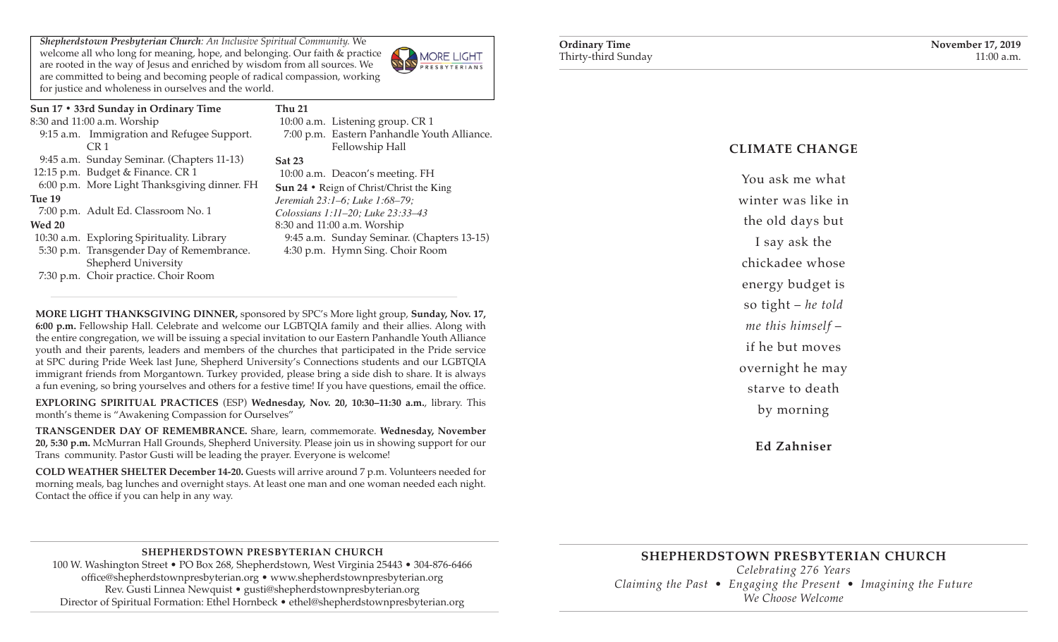*Shepherdstown Presbyterian Church*: *An Inclusive Spiritual Community.* We welcome all who long for meaning, hope, and belonging. Our faith & practice are rooted in the way of Jesus and enriched by wisdom from all sources. We are committed to being and becoming people of radical compassion, working for justice and wholeness in ourselves and the world.

MORE LIGHT PRESBYTERIANS

**Sun 17 • 33rd Sunday in Ordinary Time**
8:30 and 11:00 a.m. Worship
9:15 a.m. Immigration and Refugee Support. CR 1
9:45 a.m. Sunday Seminar. (Chapters 11-13)
12:15 p.m. Budget & Finance. CR 1
6:00 p.m. More Light Thanksgiving dinner. FH

**Tue 19**
7:00 p.m. Adult Ed. Classroom No. 1

**Wed 20**
10:30 a.m. Exploring Spirituality. Library
5:30 p.m. Transgender Day of Remembrance. Shepherd University
7:30 p.m. Choir practice. Choir Room

**Thu 21**
10:00 a.m. Listening group. CR 1
7:00 p.m. Eastern Panhandle Youth Alliance. Fellowship Hall

**Sat 23**
10:00 a.m. Deacon's meeting. FH

**Sun 24** • Reign of Christ/Christ the King
*Jeremiah 23:1–6; Luke 1:68–79; Colossians 1:11–20; Luke 23:33–43*
8:30 and 11:00 a.m. Worship
9:45 a.m. Sunday Seminar. (Chapters 13-15)
4:30 p.m. Hymn Sing. Choir Room

**MORE LIGHT THANKSGIVING DINNER,** sponsored by SPC's More light group, **Sunday, Nov. 17, 6:00 p.m.** Fellowship Hall. Celebrate and welcome our LGBTQIA family and their allies. Along with the entire congregation, we will be issuing a special invitation to our Eastern Panhandle Youth Alliance youth and their parents, leaders and members of the churches that participated in the Pride service at SPC during Pride Week last June, Shepherd University's Connections students and our LGBTQIA immigrant friends from Morgantown. Turkey provided, please bring a side dish to share. It is always a fun evening, so bring yourselves and others for a festive time! If you have questions, email the office.

**EXPLORING SPIRITUAL PRACTICES** (ESP) **Wednesday, Nov. 20, 10:30–11:30 a.m.**, library. This month's theme is "Awakening Compassion for Ourselves"

**TRANSGENDER DAY OF REMEMBRANCE.** Share, learn, commemorate. **Wednesday, November 20, 5:30 p.m.** McMurran Hall Grounds, Shepherd University. Please join us in showing support for our Trans community. Pastor Gusti will be leading the prayer. Everyone is welcome!

**COLD WEATHER SHELTER December 14-20.** Guests will arrive around 7 p.m. Volunteers needed for morning meals, bag lunches and overnight stays. At least one man and one woman needed each night. Contact the office if you can help in any way.

**SHEPHERDSTOWN PRESBYTERIAN CHURCH**
100 W. Washington Street • PO Box 268, Shepherdstown, West Virginia 25443 • 304-876-6466
office@shepherdstownpresbyterian.org • www.shepherdstownpresbyterian.org
Rev. Gusti Linnea Newquist • gusti@shepherdstownpresbyterian.org
Director of Spiritual Formation: Ethel Hornbeck • ethel@shepherdstownpresbyterian.org

**Ordinary Time** — **November 17, 2019**
Thirty-third Sunday — 11:00 a.m.

## CLIMATE CHANGE

You ask me what
winter was like in
the old days but
I say ask the
chickadee whose
energy budget is
so tight – *he told*
*me this himself* –
if he but moves
overnight he may
starve to death
by morning

**Ed Zahniser**

**SHEPHERDSTOWN PRESBYTERIAN CHURCH**
*Celebrating 276 Years*
*Claiming the Past • Engaging the Present • Imagining the Future*
*We Choose Welcome*